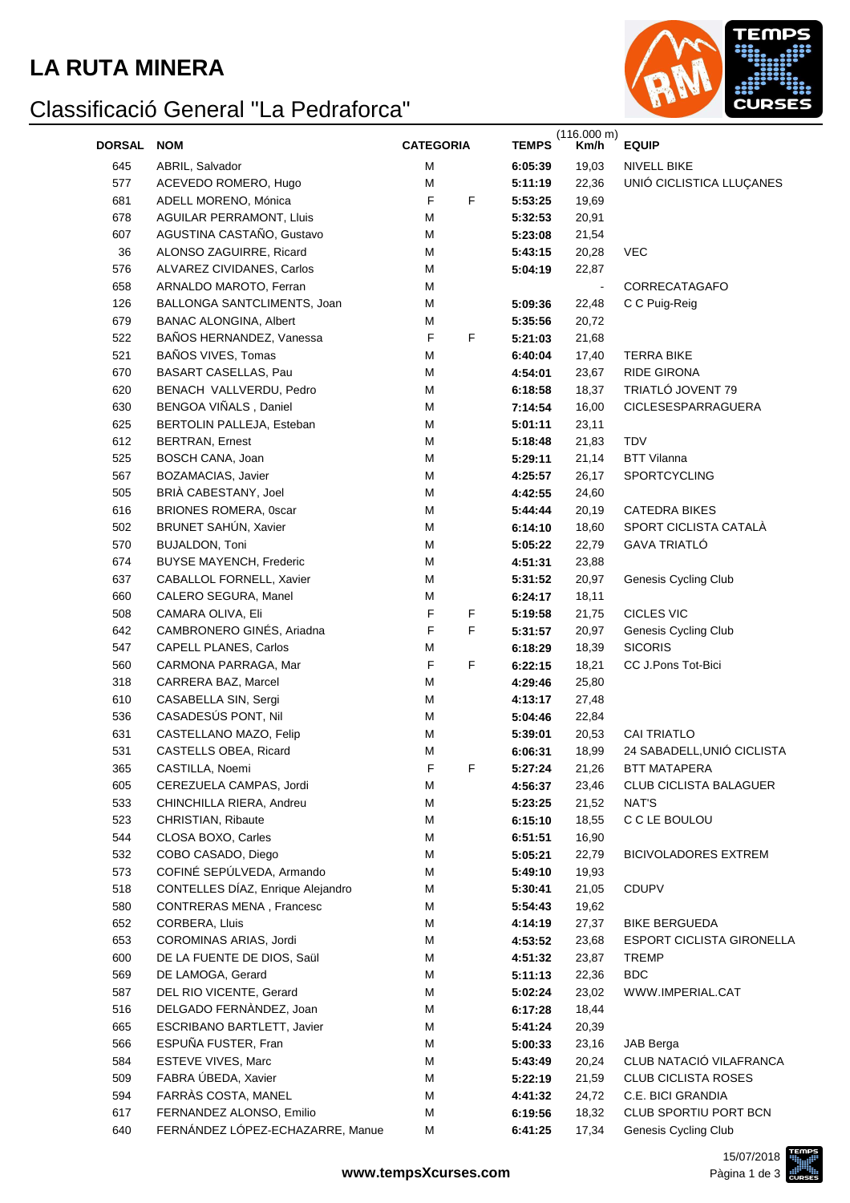# LA RUTA MINERA

## Classificació General "La Pedraforca"

| DORSAL | NOM | CATEGORIA | | TEMPS | (116.000 m) Km/h | EQUIP |
|---|---|---|---|---|---|---|
| 645 | ABRIL, Salvador | M | | **6:05:39** | 19,03 | NIVELL BIKE |
| 577 | ACEVEDO ROMERO, Hugo | M | | **5:11:19** | 22,36 | UNIÓ CICLISTICA LLUÇANES |
| 681 | ADELL MORENO, Mónica | F | F | **5:53:25** | 19,69 | |
| 678 | AGUILAR PERRAMONT, Lluis | M | | **5:32:53** | 20,91 | |
| 607 | AGUSTINA CASTAÑO, Gustavo | M | | **5:23:08** | 21,54 | |
| 36 | ALONSO ZAGUIRRE, Ricard | M | | **5:43:15** | 20,28 | VEC |
| 576 | ALVAREZ CIVIDANES, Carlos | M | | **5:04:19** | 22,87 | |
| 658 | ARNALDO MAROTO, Ferran | M | | | - | CORRECATAGAFO |
| 126 | BALLONGA SANTCLIMENTS, Joan | M | | **5:09:36** | 22,48 | C C Puig-Reig |
| 679 | BANAC ALONGINA, Albert | M | | **5:35:56** | 20,72 | |
| 522 | BAÑOS HERNANDEZ, Vanessa | F | F | **5:21:03** | 21,68 | |
| 521 | BAÑOS VIVES, Tomas | M | | **6:40:04** | 17,40 | TERRA BIKE |
| 670 | BASART CASELLAS, Pau | M | | **4:54:01** | 23,67 | RIDE GIRONA |
| 620 | BENACH VALLVERDU, Pedro | M | | **6:18:58** | 18,37 | TRIATLÓ JOVENT 79 |
| 630 | BENGOA VIÑALS , Daniel | M | | **7:14:54** | 16,00 | CICLESESPARRAGUERA |
| 625 | BERTOLIN PALLEJA, Esteban | M | | **5:01:11** | 23,11 | |
| 612 | BERTRAN, Ernest | M | | **5:18:48** | 21,83 | TDV |
| 525 | BOSCH CANA, Joan | M | | **5:29:11** | 21,14 | BTT Vilanna |
| 567 | BOZAMACIAS, Javier | M | | **4:25:57** | 26,17 | SPORTCYCLING |
| 505 | BRIÀ CABESTANY, Joel | M | | **4:42:55** | 24,60 | |
| 616 | BRIONES ROMERA, 0scar | M | | **5:44:44** | 20,19 | CATEDRA BIKES |
| 502 | BRUNET SAHÚN, Xavier | M | | **6:14:10** | 18,60 | SPORT CICLISTA CATALÀ |
| 570 | BUJALDON, Toni | M | | **5:05:22** | 22,79 | GAVA TRIATLÓ |
| 674 | BUYSE MAYENCH, Frederic | M | | **4:51:31** | 23,88 | |
| 637 | CABALLOL FORNELL, Xavier | M | | **5:31:52** | 20,97 | Genesis Cycling Club |
| 660 | CALERO SEGURA, Manel | M | | **6:24:17** | 18,11 | |
| 508 | CAMARA OLIVA, Eli | F | F | **5:19:58** | 21,75 | CICLES VIC |
| 642 | CAMBRONERO GINÉS, Ariadna | F | F | **5:31:57** | 20,97 | Genesis Cycling Club |
| 547 | CAPELL PLANES, Carlos | M | | **6:18:29** | 18,39 | SICORIS |
| 560 | CARMONA PARRAGA, Mar | F | F | **6:22:15** | 18,21 | CC J.Pons Tot-Bici |
| 318 | CARRERA BAZ, Marcel | M | | **4:29:46** | 25,80 | |
| 610 | CASABELLA SIN, Sergi | M | | **4:13:17** | 27,48 | |
| 536 | CASADESÚS PONT, Nil | M | | **5:04:46** | 22,84 | |
| 631 | CASTELLANO MAZO, Felip | M | | **5:39:01** | 20,53 | CAI TRIATLO |
| 531 | CASTELLS OBEA, Ricard | M | | **6:06:31** | 18,99 | 24 SABADELL,UNIÓ CICLISTA |
| 365 | CASTILLA, Noemi | F | F | **5:27:24** | 21,26 | BTT MATAPERA |
| 605 | CEREZUELA CAMPAS, Jordi | M | | **4:56:37** | 23,46 | CLUB CICLISTA BALAGUER |
| 533 | CHINCHILLA RIERA, Andreu | M | | **5:23:25** | 21,52 | NAT'S |
| 523 | CHRISTIAN, Ribaute | M | | **6:15:10** | 18,55 | C C LE BOULOU |
| 544 | CLOSA BOXO, Carles | M | | **6:51:51** | 16,90 | |
| 532 | COBO CASADO, Diego | M | | **5:05:21** | 22,79 | BICIVOLADORES EXTREM |
| 573 | COFINÉ SEPÚLVEDA, Armando | M | | **5:49:10** | 19,93 | |
| 518 | CONTELLES DÍAZ, Enrique Alejandro | M | | **5:30:41** | 21,05 | CDUPV |
| 580 | CONTRERAS MENA , Francesc | M | | **5:54:43** | 19,62 | |
| 652 | CORBERA, Lluis | M | | **4:14:19** | 27,37 | BIKE BERGUEDA |
| 653 | COROMINAS ARIAS, Jordi | M | | **4:53:52** | 23,68 | ESPORT CICLISTA GIRONELLA |
| 600 | DE LA FUENTE DE DIOS, Saül | M | | **4:51:32** | 23,87 | TREMP |
| 569 | DE LAMOGA, Gerard | M | | **5:11:13** | 22,36 | BDC |
| 587 | DEL RIO VICENTE, Gerard | M | | **5:02:24** | 23,02 | WWW.IMPERIAL.CAT |
| 516 | DELGADO FERNÀNDEZ, Joan | M | | **6:17:28** | 18,44 | |
| 665 | ESCRIBANO BARTLETT, Javier | M | | **5:41:24** | 20,39 | |
| 566 | ESPUÑA FUSTER, Fran | M | | **5:00:33** | 23,16 | JAB Berga |
| 584 | ESTEVE VIVES, Marc | M | | **5:43:49** | 20,24 | CLUB NATACIÓ VILAFRANCA |
| 509 | FABRA ÚBEDA, Xavier | M | | **5:22:19** | 21,59 | CLUB CICLISTA ROSES |
| 594 | FARRÀS COSTA, MANEL | M | | **4:41:32** | 24,72 | C.E. BICI GRANDIA |
| 617 | FERNANDEZ ALONSO, Emilio | M | | **6:19:56** | 18,32 | CLUB SPORTIU PORT BCN |
| 640 | FERNÁNDEZ LÓPEZ-ECHAZARRE, Manue | M | | **6:41:25** | 17,34 | Genesis Cycling Club |

**www.tempsXcurses.com**

15/07/2018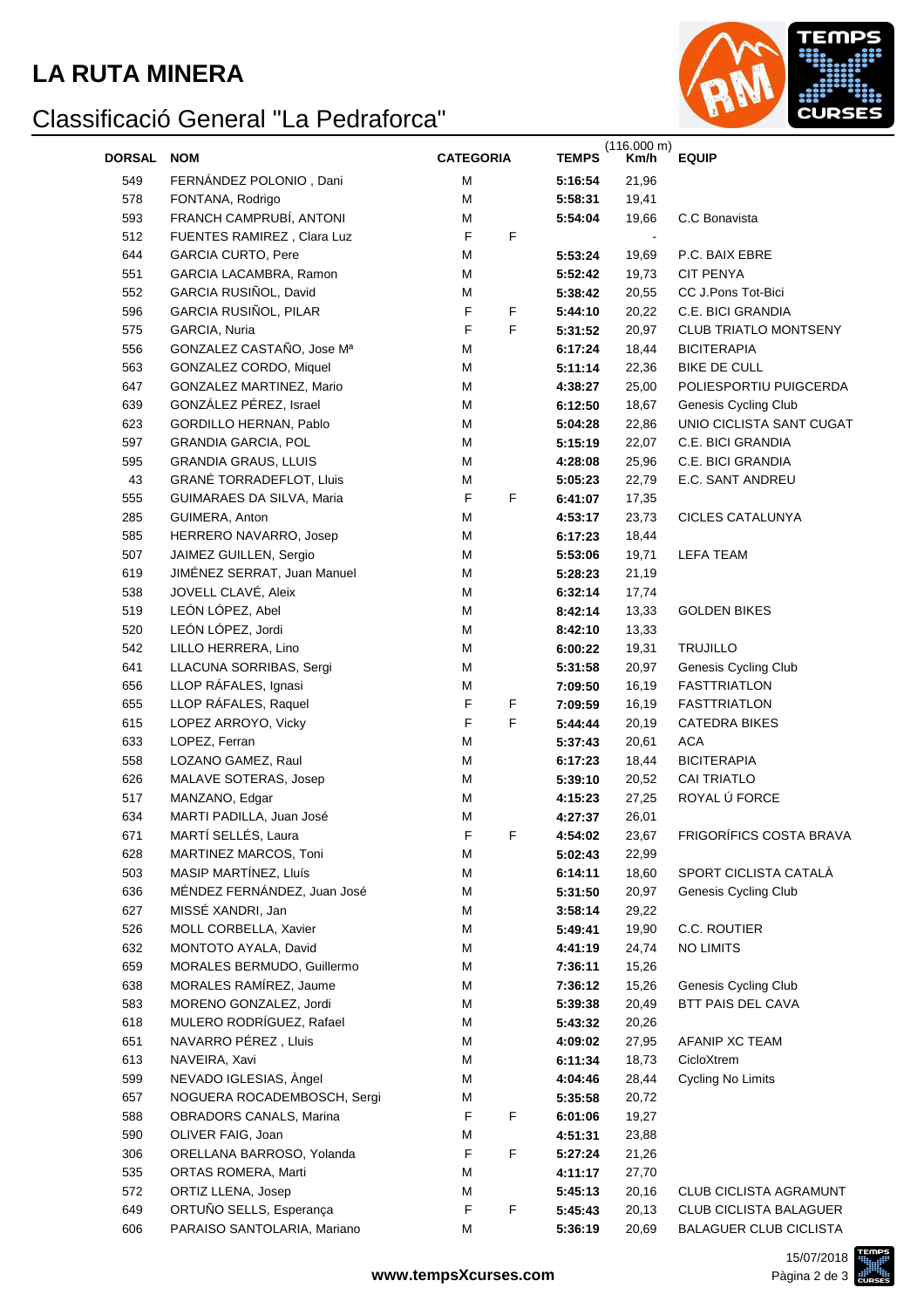# LA RUTA MINERA

## Classificació General "La Pedraforca"

| DORSAL | NOM | CATEGORIA | | TEMPS | (116.000 m) Km/h | EQUIP |
|---|---|---|---|---|---|---|
| 549 | FERNÁNDEZ POLONIO , Dani | M | | 5:16:54 | 21,96 | |
| 578 | FONTANA, Rodrigo | M | | 5:58:31 | 19,41 | |
| 593 | FRANCH CAMPRUBÍ, ANTONI | M | | 5:54:04 | 19,66 | C.C Bonavista |
| 512 | FUENTES RAMIREZ , Clara Luz | F | F | | - | |
| 644 | GARCIA CURTO, Pere | M | | 5:53:24 | 19,69 | P.C. BAIX EBRE |
| 551 | GARCIA LACAMBRA, Ramon | M | | 5:52:42 | 19,73 | CIT PENYA |
| 552 | GARCIA RUSIÑOL, David | M | | 5:38:42 | 20,55 | CC J.Pons Tot-Bici |
| 596 | GARCIA RUSIÑOL, PILAR | F | F | 5:44:10 | 20,22 | C.E. BICI GRANDIA |
| 575 | GARCIA, Nuria | F | F | 5:31:52 | 20,97 | CLUB TRIATLO MONTSENY |
| 556 | GONZALEZ CASTAÑO, Jose Mª | M | | 6:17:24 | 18,44 | BICITERAPIA |
| 563 | GONZALEZ CORDO, Miquel | M | | 5:11:14 | 22,36 | BIKE DE CULL |
| 647 | GONZALEZ MARTINEZ, Mario | M | | 4:38:27 | 25,00 | POLIESPORTIU PUIGCERDA |
| 639 | GONZÁLEZ PÉREZ, Israel | M | | 6:12:50 | 18,67 | Genesis Cycling Club |
| 623 | GORDILLO HERNAN, Pablo | M | | 5:04:28 | 22,86 | UNIO CICLISTA SANT CUGAT |
| 597 | GRANDIA GARCIA, POL | M | | 5:15:19 | 22,07 | C.E. BICI GRANDIA |
| 595 | GRANDIA GRAUS, LLUIS | M | | 4:28:08 | 25,96 | C.E. BICI GRANDIA |
| 43 | GRANÉ TORRADEFLOT, Lluis | M | | 5:05:23 | 22,79 | E.C. SANT ANDREU |
| 555 | GUIMARAES DA SILVA, Maria | F | F | 6:41:07 | 17,35 | |
| 285 | GUIMERA, Anton | M | | 4:53:17 | 23,73 | CICLES CATALUNYA |
| 585 | HERRERO NAVARRO, Josep | M | | 6:17:23 | 18,44 | |
| 507 | JAIMEZ GUILLEN, Sergio | M | | 5:53:06 | 19,71 | LEFA TEAM |
| 619 | JIMÉNEZ SERRAT, Juan Manuel | M | | 5:28:23 | 21,19 | |
| 538 | JOVELL CLAVÉ, Aleix | M | | 6:32:14 | 17,74 | |
| 519 | LEÓN LÓPEZ, Abel | M | | 8:42:14 | 13,33 | GOLDEN BIKES |
| 520 | LEÓN LÓPEZ, Jordi | M | | 8:42:10 | 13,33 | |
| 542 | LILLO HERRERA, Lino | M | | 6:00:22 | 19,31 | TRUJILLO |
| 641 | LLACUNA SORRIBAS, Sergi | M | | 5:31:58 | 20,97 | Genesis Cycling Club |
| 656 | LLOP RÁFALES, Ignasi | M | | 7:09:50 | 16,19 | FASTTRIATLON |
| 655 | LLOP RÁFALES, Raquel | F | F | 7:09:59 | 16,19 | FASTTRIATLON |
| 615 | LOPEZ ARROYO, Vicky | F | F | 5:44:44 | 20,19 | CATEDRA BIKES |
| 633 | LOPEZ, Ferran | M | | 5:37:43 | 20,61 | ACA |
| 558 | LOZANO GAMEZ, Raul | M | | 6:17:23 | 18,44 | BICITERAPIA |
| 626 | MALAVE SOTERAS, Josep | M | | 5:39:10 | 20,52 | CAI TRIATLO |
| 517 | MANZANO, Edgar | M | | 4:15:23 | 27,25 | ROYAL Ú FORCE |
| 634 | MARTI PADILLA, Juan José | M | | 4:27:37 | 26,01 | |
| 671 | MARTÍ SELLÉS, Laura | F | F | 4:54:02 | 23,67 | FRIGORÍFICS COSTA BRAVA |
| 628 | MARTINEZ MARCOS, Toni | M | | 5:02:43 | 22,99 | |
| 503 | MASIP MARTÍNEZ, Lluís | M | | 6:14:11 | 18,60 | SPORT CICLISTA CATALÀ |
| 636 | MÉNDEZ FERNÁNDEZ, Juan José | M | | 5:31:50 | 20,97 | Genesis Cycling Club |
| 627 | MISSÉ XANDRI, Jan | M | | 3:58:14 | 29,22 | |
| 526 | MOLL CORBELLA, Xavier | M | | 5:49:41 | 19,90 | C.C. ROUTIER |
| 632 | MONTOTO AYALA, David | M | | 4:41:19 | 24,74 | NO LIMITS |
| 659 | MORALES BERMUDO, Guillermo | M | | 7:36:11 | 15,26 | |
| 638 | MORALES RAMÍREZ, Jaume | M | | 7:36:12 | 15,26 | Genesis Cycling Club |
| 583 | MORENO GONZALEZ, Jordi | M | | 5:39:38 | 20,49 | BTT PAIS DEL CAVA |
| 618 | MULERO RODRÍGUEZ, Rafael | M | | 5:43:32 | 20,26 | |
| 651 | NAVARRO PÉREZ , Lluis | M | | 4:09:02 | 27,95 | AFANIP XC TEAM |
| 613 | NAVEIRA, Xavi | M | | 6:11:34 | 18,73 | CicloXtrem |
| 599 | NEVADO IGLESIAS, Àngel | M | | 4:04:46 | 28,44 | Cycling No Limits |
| 657 | NOGUERA ROCADEMBOSCH, Sergi | M | | 5:35:58 | 20,72 | |
| 588 | OBRADORS CANALS, Marina | F | F | 6:01:06 | 19,27 | |
| 590 | OLIVER FAIG, Joan | M | | 4:51:31 | 23,88 | |
| 306 | ORELLANA BARROSO, Yolanda | F | F | 5:27:24 | 21,26 | |
| 535 | ORTAS ROMERA, Marti | M | | 4:11:17 | 27,70 | |
| 572 | ORTIZ LLENA, Josep | M | | 5:45:13 | 20,16 | CLUB CICLISTA AGRAMUNT |
| 649 | ORTUÑO SELLS, Esperança | F | F | 5:45:43 | 20,13 | CLUB CICLISTA BALAGUER |
| 606 | PARAISO SANTOLARIA, Mariano | M | | 5:36:19 | 20,69 | BALAGUER CLUB CICLISTA |

www.tempsXcurses.com

15/07/2018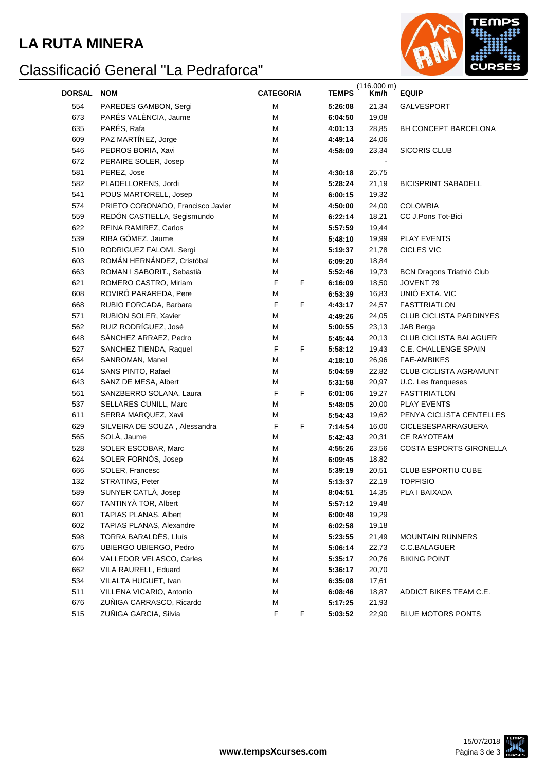# LA RUTA MINERA

## Classificació General "La Pedraforca"

| DORSAL | NOM | CATEGORIA | | TEMPS | (116.000 m) Km/h | EQUIP |
|---|---|---|---|---|---|---|
| 554 | PAREDES GAMBON, Sergi | M | | **5:26:08** | 21,34 | GALVESPORT |
| 673 | PARÉS VALÈNCIA, Jaume | M | | **6:04:50** | 19,08 | |
| 635 | PARÉS, Rafa | M | | **4:01:13** | 28,85 | BH CONCEPT BARCELONA |
| 609 | PAZ MARTÍNEZ, Jorge | M | | **4:49:14** | 24,06 | |
| 546 | PEDROS BORIA, Xavi | M | | **4:58:09** | 23,34 | SICORIS CLUB |
| 672 | PERAIRE SOLER, Josep | M | | | - | |
| 581 | PEREZ, Jose | M | | **4:30:18** | 25,75 | |
| 582 | PLADELLORENS, Jordi | M | | **5:28:24** | 21,19 | BICISPRINT SABADELL |
| 541 | POUS MARTORELL, Josep | M | | **6:00:15** | 19,32 | |
| 574 | PRIETO CORONADO, Francisco Javier | M | | **4:50:00** | 24,00 | COLOMBIA |
| 559 | REDÓN CASTIELLA, Segismundo | M | | **6:22:14** | 18,21 | CC J.Pons Tot-Bici |
| 622 | REINA RAMIREZ, Carlos | M | | **5:57:59** | 19,44 | |
| 539 | RIBA GÓMEZ, Jaume | M | | **5:48:10** | 19,99 | PLAY EVENTS |
| 510 | RODRIGUEZ FALOMI, Sergi | M | | **5:19:37** | 21,78 | CICLES VIC |
| 603 | ROMÁN HERNÁNDEZ, Cristóbal | M | | **6:09:20** | 18,84 | |
| 663 | ROMAN I SABORIT., Sebastià | M | | **5:52:46** | 19,73 | BCN Dragons Triathló Club |
| 621 | ROMERO CASTRO, Miriam | F | F | **6:16:09** | 18,50 | JOVENT 79 |
| 608 | ROVIRÓ PAREDA, Pere | M | | **6:53:39** | 16,83 | UNIÓ EXTA. VIC |
| 668 | RUBIO FORCADA, Barbara | F | F | **4:43:17** | 24,57 | FASTTRIATLON |
| 571 | RUBION SOLER, Xavier | M | | **4:49:26** | 24,05 | CLUB CICLISTA PARDINYES |
| 562 | RUIZ RODRÍGUEZ, José | M | | **5:00:55** | 23,13 | JAB Berga |
| 648 | SÁNCHEZ ARRAEZ, Pedro | M | | **5:45:44** | 20,13 | CLUB CICLISTA BALAGUER |
| 527 | SANCHEZ TIENDA, Raquel | F | F | **5:58:12** | 19,43 | C.E. CHALLENGE SPAIN |
| 654 | SANROMAN, Manel | M | | **4:18:10** | 26,96 | FAE-AMBIKES |
| 614 | SANS PINTO, Rafael | M | | **5:04:59** | 22,82 | CLUB CICLISTA AGRAMUNT |
| 643 | SANZ DE MESA, Albert | M | | **5:31:58** | 20,97 | U.C. Les franqueses |
| 561 | SANZBERRO SOLANA, Laura | F | F | **6:01:06** | 19,27 | FASTTRIATLON |
| 537 | SELLARES CUNILL, Marc | M | | **5:48:05** | 20,00 | PLAY EVENTS |
| 611 | SERRA MARQUEZ, Xavi | M | | **5:54:43** | 19,62 | PENYA CICLISTA CENTELLES |
| 629 | SILVEIRA DE SOUZA , Alessandra | F | F | **7:14:54** | 16,00 | CICLESESPARRAGUERA |
| 565 | SOLÀ, Jaume | M | | **5:42:43** | 20,31 | CE RAYOTEAM |
| 528 | SOLER ESCOBAR, Marc | M | | **4:55:26** | 23,56 | COSTA ESPORTS GIRONELLA |
| 624 | SOLER FORNÓS, Josep | M | | **6:09:45** | 18,82 | |
| 666 | SOLER, Francesc | M | | **5:39:19** | 20,51 | CLUB ESPORTIU CUBE |
| 132 | STRATING, Peter | M | | **5:13:37** | 22,19 | TOPFISIO |
| 589 | SUNYER CATLÀ, Josep | M | | **8:04:51** | 14,35 | PLA I BAIXADA |
| 667 | TANTINYÀ TOR, Albert | M | | **5:57:12** | 19,48 | |
| 601 | TAPIAS PLANAS, Albert | M | | **6:00:48** | 19,29 | |
| 602 | TAPIAS PLANAS, Alexandre | M | | **6:02:58** | 19,18 | |
| 598 | TORRA BARALDÈS, Lluís | M | | **5:23:55** | 21,49 | MOUNTAIN RUNNERS |
| 675 | UBIERGO UBIERGO, Pedro | M | | **5:06:14** | 22,73 | C.C.BALAGUER |
| 604 | VALLEDOR VELASCO, Carles | M | | **5:35:17** | 20,76 | BIKING POINT |
| 662 | VILA RAURELL, Eduard | M | | **5:36:17** | 20,70 | |
| 534 | VILALTA HUGUET, Ivan | M | | **6:35:08** | 17,61 | |
| 511 | VILLENA VICARIO, Antonio | M | | **6:08:46** | 18,87 | ADDICT BIKES TEAM C.E. |
| 676 | ZUÑIGA CARRASCO, Ricardo | M | | **5:17:25** | 21,93 | |
| 515 | ZUÑIGA GARCIA, Silvia | F | F | **5:03:52** | 22,90 | BLUE MOTORS PONTS |

**www.tempsXcurses.com**

15/07/2018